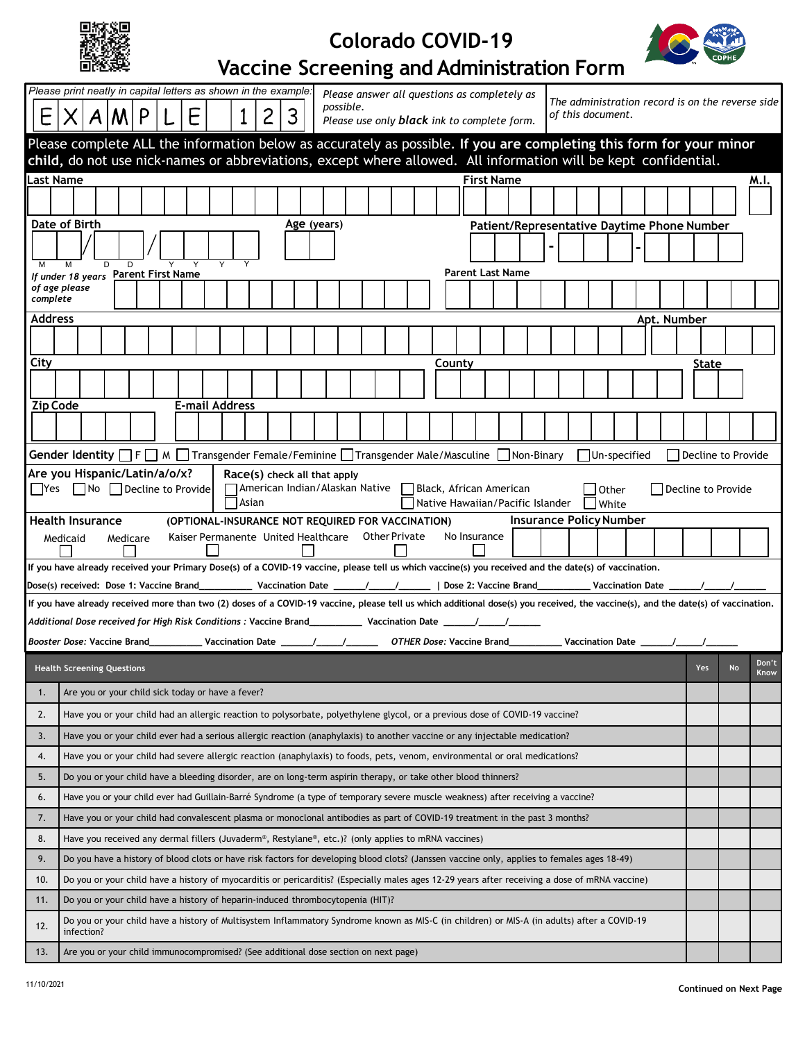# Colorado COVID-19 Vaccine Screening and Administration Form

*Please print neatly in capital letters as shown in the example:* E X A M P L E 1 2 3

*Please answer all questions as completely as possible. Please use only **black** ink to complete form.*

*The administration record is on the reverse side of this document.*

**Please complete ALL the information below as accurately as possible. If you are completing this form for your minor child,** do not use nick-names or abbreviations, except where allowed. All information will be kept confidential.

**Last Name** | **First Name** | **M.I.**

**Date of Birth** (M M / D D / Y Y Y Y) | **Age** (years) | **Patient/Representative Daytime Phone Number** ___ - ___ - ___

*If under 18 years of age please complete* | **Parent First Name** | **Parent Last Name**

**Address** | **Apt. Number**

**City** | **County** | **State**

**Zip Code** | **E-mail Address**

**Gender Identity** ☐ F ☐ M ☐ Transgender Female/Feminine ☐ Transgender Male/Masculine ☐ Non-Binary ☐ Un-specified ☐ Decline to Provide

**Are you Hispanic/Latin/a/o/x?** ☐ Yes ☐ No ☐ Decline to Provide

**Race(s)** check all that apply ☐ American Indian/Alaskan Native ☐ Asian ☐ Black, African American ☐ Native Hawaiian/Pacific Islander ☐ Other ☐ White ☐ Decline to Provide

**Health Insurance** **(OPTIONAL-INSURANCE NOT REQUIRED FOR VACCINATION)** | **Insurance Policy Number**

Medicaid ☐ Medicare ☐ Kaiser Permanente ☐ United Healthcare ☐ Other Private ☐ No Insurance ☐

**If you have already received your Primary Dose(s) of a COVID-19 vaccine, please tell us which vaccine(s) you received and the date(s) of vaccination.**

Dose(s) received: Dose 1: Vaccine Brand__________ Vaccination Date ______/_____/______ | Dose 2: Vaccine Brand__________ Vaccination Date ______/_____/______

**If you have already received more than two (2) doses of a COVID-19 vaccine, please tell us which additional dose(s) you received, the vaccine(s), and the date(s) of vaccination.**

*Additional Dose received for High Risk Conditions :* Vaccine Brand__________ Vaccination Date ______/_____/______

*Booster Dose:* Vaccine Brand__________ Vaccination Date ______/_____/______ *OTHER Dose:* Vaccine Brand__________ Vaccination Date ______/_____/______

| | Health Screening Questions | Yes | No | Don't Know |
|---|---|---|---|---|
| 1. | Are you or your child sick today or have a fever? | | | |
| 2. | Have you or your child had an allergic reaction to polysorbate, polyethylene glycol, or a previous dose of COVID-19 vaccine? | | | |
| 3. | Have you or your child ever had a serious allergic reaction (anaphylaxis) to another vaccine or any injectable medication? | | | |
| 4. | Have you or your child had severe allergic reaction (anaphylaxis) to foods, pets, venom, environmental or oral medications? | | | |
| 5. | Do you or your child have a bleeding disorder, are on long-term aspirin therapy, or take other blood thinners? | | | |
| 6. | Have you or your child ever had Guillain-Barré Syndrome (a type of temporary severe muscle weakness) after receiving a vaccine? | | | |
| 7. | Have you or your child had convalescent plasma or monoclonal antibodies as part of COVID-19 treatment in the past 3 months? | | | |
| 8. | Have you received any dermal fillers (Juvaderm®, Restylane®, etc.)? (only applies to mRNA vaccines) | | | |
| 9. | Do you have a history of blood clots or have risk factors for developing blood clots? (Janssen vaccine only, applies to females ages 18-49) | | | |
| 10. | Do you or your child have a history of myocarditis or pericarditis? (Especially males ages 12-29 years after receiving a dose of mRNA vaccine) | | | |
| 11. | Do you or your child have a history of heparin-induced thrombocytopenia (HIT)? | | | |
| 12. | Do you or your child have a history of Multisystem Inflammatory Syndrome known as MIS-C (in children) or MIS-A (in adults) after a COVID-19 infection? | | | |
| 13. | Are you or your child immunocompromised? (See additional dose section on next page) | | | |

11/10/2021

**Continued on Next Page**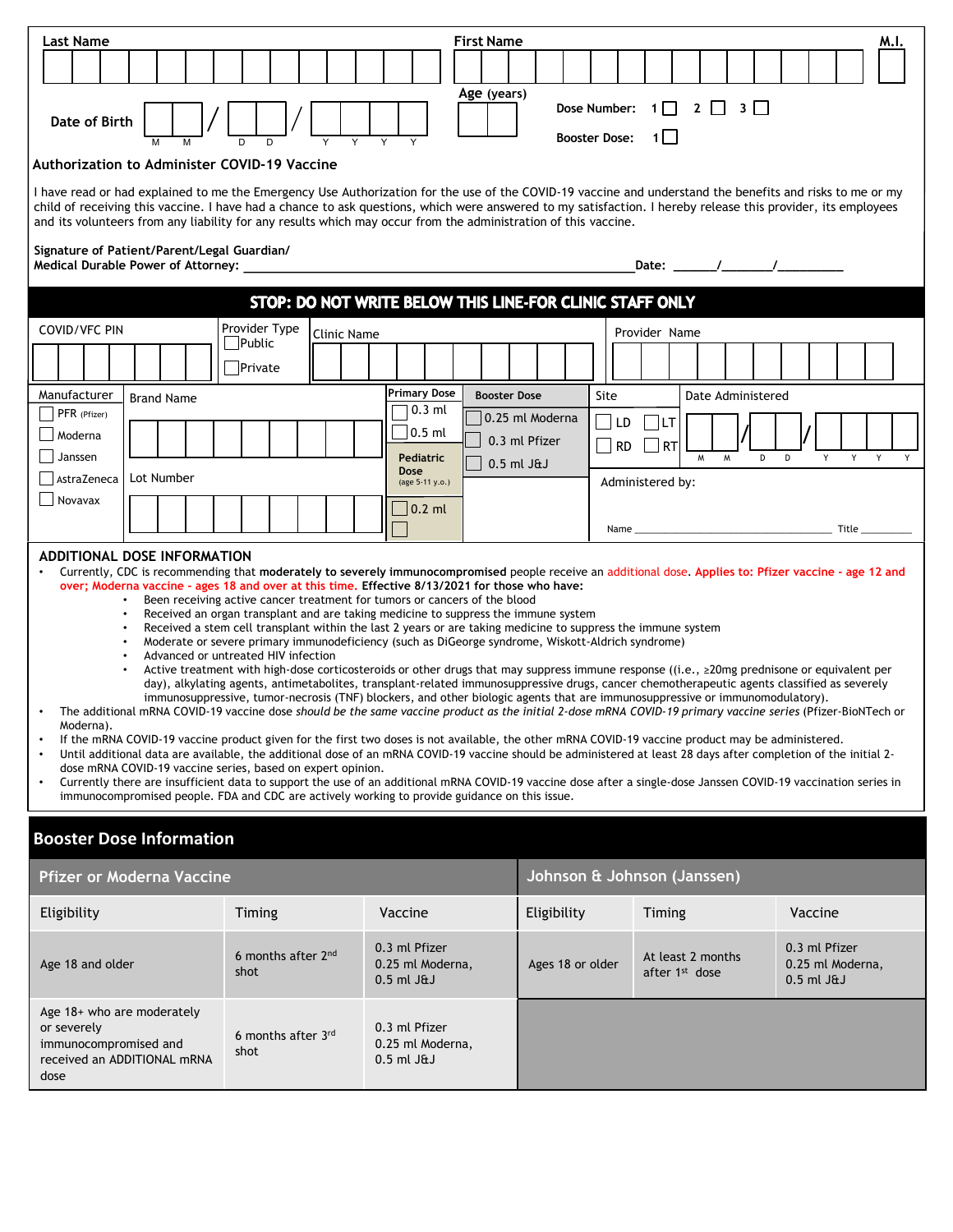Last Name

First Name

M.I.

Date of Birth ___ ___ / ___ ___ / ___ ___ ___ ___
M M D D Y Y Y Y

Age (years)

Dose Number: 1 ☐ 2 ☐ 3 ☐

Booster Dose: 1 ☐

**Authorization to Administer COVID-19 Vaccine**

I have read or had explained to me the Emergency Use Authorization for the use of the COVID-19 vaccine and understand the benefits and risks to me or my child of receiving this vaccine. I have had a chance to ask questions, which were answered to my satisfaction. I hereby release this provider, its employees and its volunteers from any liability for any results which may occur from the administration of this vaccine.

**Signature of Patient/Parent/Legal Guardian/**
**Medical Durable Power of Attorney:** ____________________________________________ **Date:** ______/_______/_________

**STOP: DO NOT WRITE BELOW THIS LINE-FOR CLINIC STAFF ONLY**

| COVID/VFC PIN | Provider Type | Clinic Name | Provider Name |
|---|---|---|---|
| | ☐ Public<br>☐ Private | | |

| Manufacturer | Brand Name | Primary Dose | Booster Dose | Site | Date Administered |
|---|---|---|---|---|---|
| ☐ PFR (Pfizer)<br>☐ Moderna<br>☐ Janssen<br>☐ AstraZeneca<br>☐ Novavax | Brand Name:<br><br>Lot Number: | ☐ 0.3 ml<br>☐ 0.5 ml<br>**Pediatric Dose** (age 5-11 y.o.)<br>☐ 0.2 ml<br>☐ | ☐ 0.25 ml Moderna<br>☐ 0.3 ml Pfizer<br>☐ 0.5 ml J&J | ☐ LD ☐ LT<br>☐ RD ☐ RT | ___ ___ / ___ ___ / ___ ___ ___ ___<br>M M D D Y Y Y Y<br><br>Administered by:<br>Name ____________ Title ________ |

## ADDITIONAL DOSE INFORMATION

- Currently, CDC is recommending that **moderately to severely immunocompromised** people receive an additional dose. **Applies to: Pfizer vaccine - age 12 and over; Moderna vaccine - ages 18 and over at this time. Effective 8/13/2021 for those who have:**
  - Been receiving active cancer treatment for tumors or cancers of the blood
  - Received an organ transplant and are taking medicine to suppress the immune system
  - Received a stem cell transplant within the last 2 years or are taking medicine to suppress the immune system
  - Moderate or severe primary immunodeficiency (such as DiGeorge syndrome, Wiskott-Aldrich syndrome)
  - Advanced or untreated HIV infection
  - Active treatment with high-dose corticosteroids or other drugs that may suppress immune response ((i.e., ≥20mg prednisone or equivalent per day), alkylating agents, antimetabolites, transplant-related immunosuppressive drugs, cancer chemotherapeutic agents classified as severely immunosuppressive, tumor-necrosis (TNF) blockers, and other biologic agents that are immunosuppressive or immunomodulatory).
- The additional mRNA COVID-19 vaccine dose *should be the same vaccine product as the initial 2-dose mRNA COVID-19 primary vaccine series* (Pfizer-BioNTech or Moderna).
- If the mRNA COVID-19 vaccine product given for the first two doses is not available, the other mRNA COVID-19 vaccine product may be administered.
- Until additional data are available, the additional dose of an mRNA COVID-19 vaccine should be administered at least 28 days after completion of the initial 2-dose mRNA COVID-19 vaccine series, based on expert opinion.
- Currently there are insufficient data to support the use of an additional mRNA COVID-19 vaccine dose after a single-dose Janssen COVID-19 vaccination series in immunocompromised people. FDA and CDC are actively working to provide guidance on this issue.

## Booster Dose Information

| Pfizer or Moderna Vaccine | | | Johnson & Johnson (Janssen) | | |
|---|---|---|---|---|---|
| Eligibility | Timing | Vaccine | Eligibility | Timing | Vaccine |
| Age 18 and older | 6 months after 2nd shot | 0.3 ml Pfizer<br>0.25 ml Moderna,<br>0.5 ml J&J | Ages 18 or older | At least 2 months after 1st dose | 0.3 ml Pfizer<br>0.25 ml Moderna,<br>0.5 ml J&J |
| Age 18+ who are moderately or severely immunocompromised and received an ADDITIONAL mRNA dose | 6 months after 3rd shot | 0.3 ml Pfizer<br>0.25 ml Moderna,<br>0.5 ml J&J | | | |